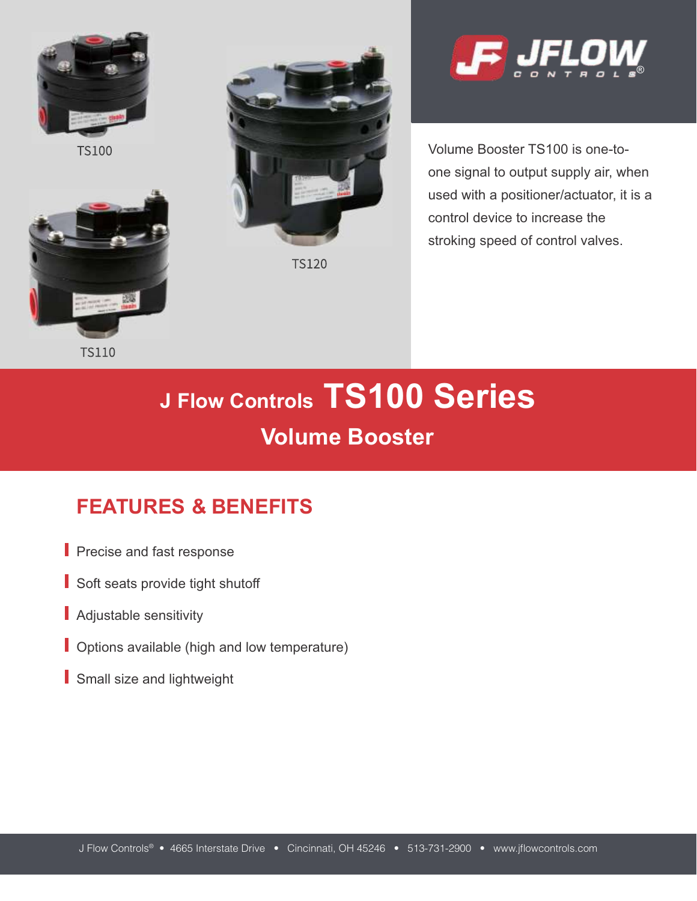TS100

TS120

TS110

JFLOW CONTROLS®

Volume Booster TS100 is one-to-one signal to output supply air, when used with a positioner/actuator, it is a control device to increase the stroking speed of control valves.

# J Flow Controls TS100 Series

## Volume Booster

## FEATURES & BENEFITS

- Precise and fast response
- Soft seats provide tight shutoff
- Adjustable sensitivity
- Options available (high and low temperature)
- Small size and lightweight

J Flow Controls® • 4665 Interstate Drive • Cincinnati, OH 45246 • 513-731-2900 • www.jflowcontrols.com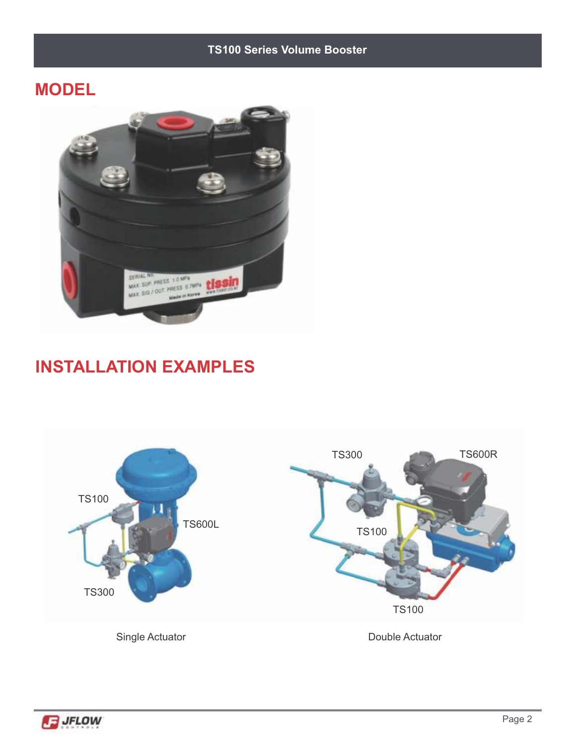## MODEL

## INSTALLATION EXAMPLES

Single Actuator

Double Actuator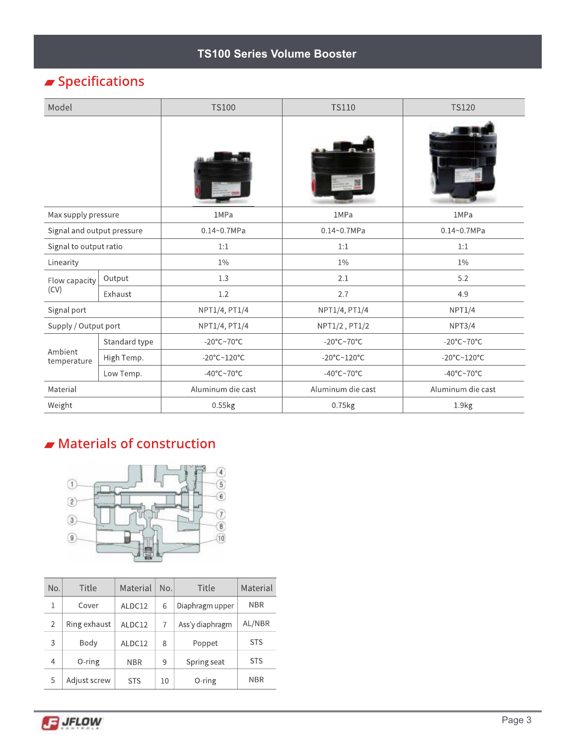# TS100 Series Volume Booster

## Specifications

| Model | | TS100 | TS110 | TS120 |
|---|---|---|---|---|
| Max supply pressure | | 1MPa | 1MPa | 1MPa |
| Signal and output pressure | | 0.14~0.7MPa | 0.14~0.7MPa | 0.14~0.7MPa |
| Signal to output ratio | | 1:1 | 1:1 | 1:1 |
| Linearity | | 1% | 1% | 1% |
| Flow capacity (CV) | Output | 1.3 | 2.1 | 5.2 |
| | Exhaust | 1.2 | 2.7 | 4.9 |
| Signal port | | NPT1/4, PT1/4 | NPT1/4, PT1/4 | NPT1/4 |
| Supply / Output port | | NPT1/4, PT1/4 | NPT1/2 , PT1/2 | NPT3/4 |
| Ambient temperature | Standard type | -20°C~70°C | -20°C~70°C | -20°C~70°C |
| | High Temp. | -20°C~120°C | -20°C~120°C | -20°C~120°C |
| | Low Temp. | -40°C~70°C | -40°C~70°C | -40°C~70°C |
| Material | | Aluminum die cast | Aluminum die cast | Aluminum die cast |
| Weight | | 0.55kg | 0.75kg | 1.9kg |

## Materials of construction

| No. | Title | Material | No. | Title | Material |
|---|---|---|---|---|---|
| 1 | Cover | ALDC12 | 6 | Diaphragm upper | NBR |
| 2 | Ring exhaust | ALDC12 | 7 | Ass'y diaphragm | AL/NBR |
| 3 | Body | ALDC12 | 8 | Poppet | STS |
| 4 | O-ring | NBR | 9 | Spring seat | STS |
| 5 | Adjust screw | STS | 10 | O-ring | NBR |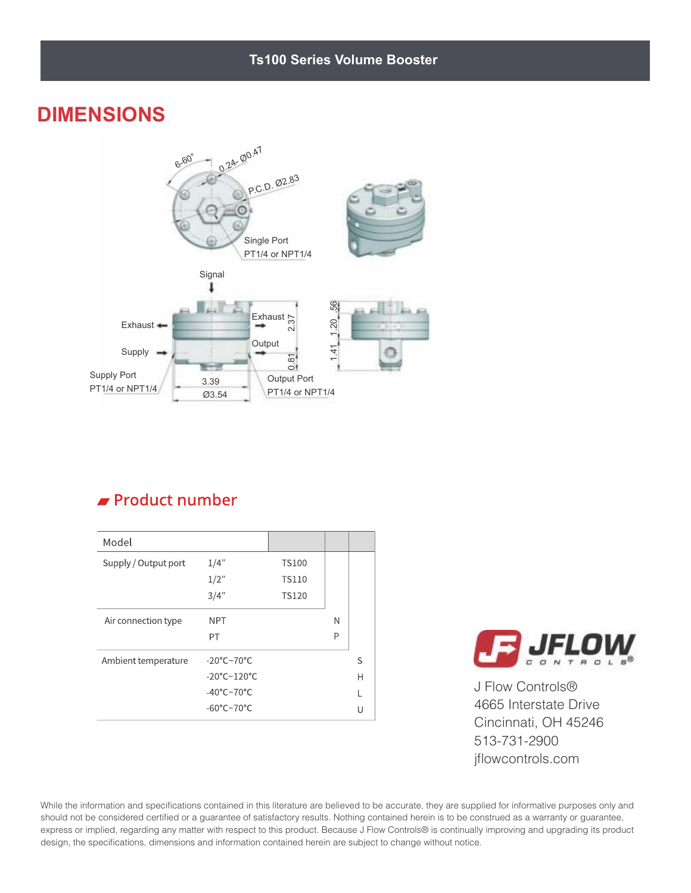# Ts100 Series Volume Booster

## DIMENSIONS

6-60°
0.24-Ø0.47
P.C.D. Ø2.83
Single Port
PT1/4 or NPT1/4

Signal
Exhaust
Supply
Supply Port
PT1/4 or NPT1/4
Exhaust
Output
2.37
0.81
3.39
Ø3.54
Output Port
PT1/4 or NPT1/4
.56
1.20
1.41

## Product number

| Model | | | | |
|---|---|---|---|---|
| Supply / Output port | 1/4" | TS100 | | |
| | 1/2" | TS110 | | |
| | 3/4" | TS120 | | |
| Air connection type | NPT | | N | |
| | PT | | P | |
| Ambient temperature | -20°C~70°C | | | S |
| | -20°C~120°C | | | H |
| | -40°C~70°C | | | L |
| | -60°C~70°C | | | U |

JFLOW CONTROLS®

J Flow Controls®
4665 Interstate Drive
Cincinnati, OH 45246
513-731-2900
jflowcontrols.com

While the information and specifications contained in this literature are believed to be accurate, they are supplied for informative purposes only and should not be considered certified or a guarantee of satisfactory results. Nothing contained herein is to be construed as a warranty or guarantee, express or implied, regarding any matter with respect to this product. Because J Flow Controls® is continually improving and upgrading its product design, the specifications, dimensions and information contained herein are subject to change without notice.